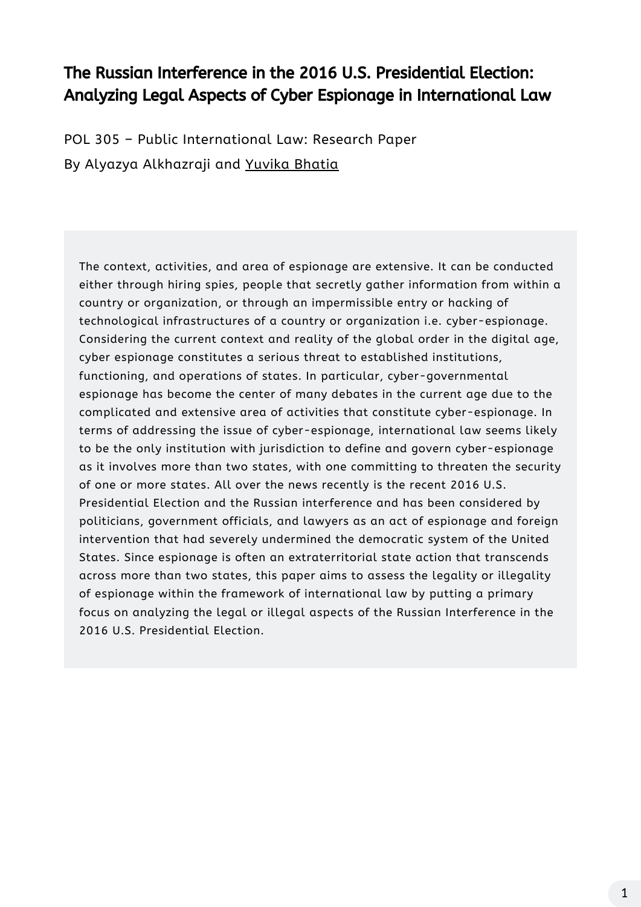# The Russian Interference in the 2016 U.S. Presidential Election: Analyzing Legal Aspects of Cyber Espionage in International Law

POL 305 – Public International Law: Research Paper

By Alyazya Alkhazraji and Yuvika Bhatia

The context, activities, and area of espionage are extensive. It can be conducted either through hiring spies, people that secretly gather information from within a country or organization, or through an impermissible entry or hacking of technological infrastructures of a country or organization i.e. cyber-espionage. Considering the current context and reality of the global order in the digital age, cyber espionage constitutes a serious threat to established institutions, functioning, and operations of states. In particular, cyber-governmental espionage has become the center of many debates in the current age due to the complicated and extensive area of activities that constitute cyber-espionage. In terms of addressing the issue of cyber-espionage, international law seems likely to be the only institution with jurisdiction to define and govern cyber-espionage as it involves more than two states, with one committing to threaten the security of one or more states. All over the news recently is the recent 2016 U.S. Presidential Election and the Russian interference and has been considered by politicians, government officials, and lawyers as an act of espionage and foreign intervention that had severely undermined the democratic system of the United States. Since espionage is often an extraterritorial state action that transcends across more than two states, this paper aims to assess the legality or illegality of espionage within the framework of international law by putting a primary focus on analyzing the legal or illegal aspects of the Russian Interference in the 2016 U.S. Presidential Election.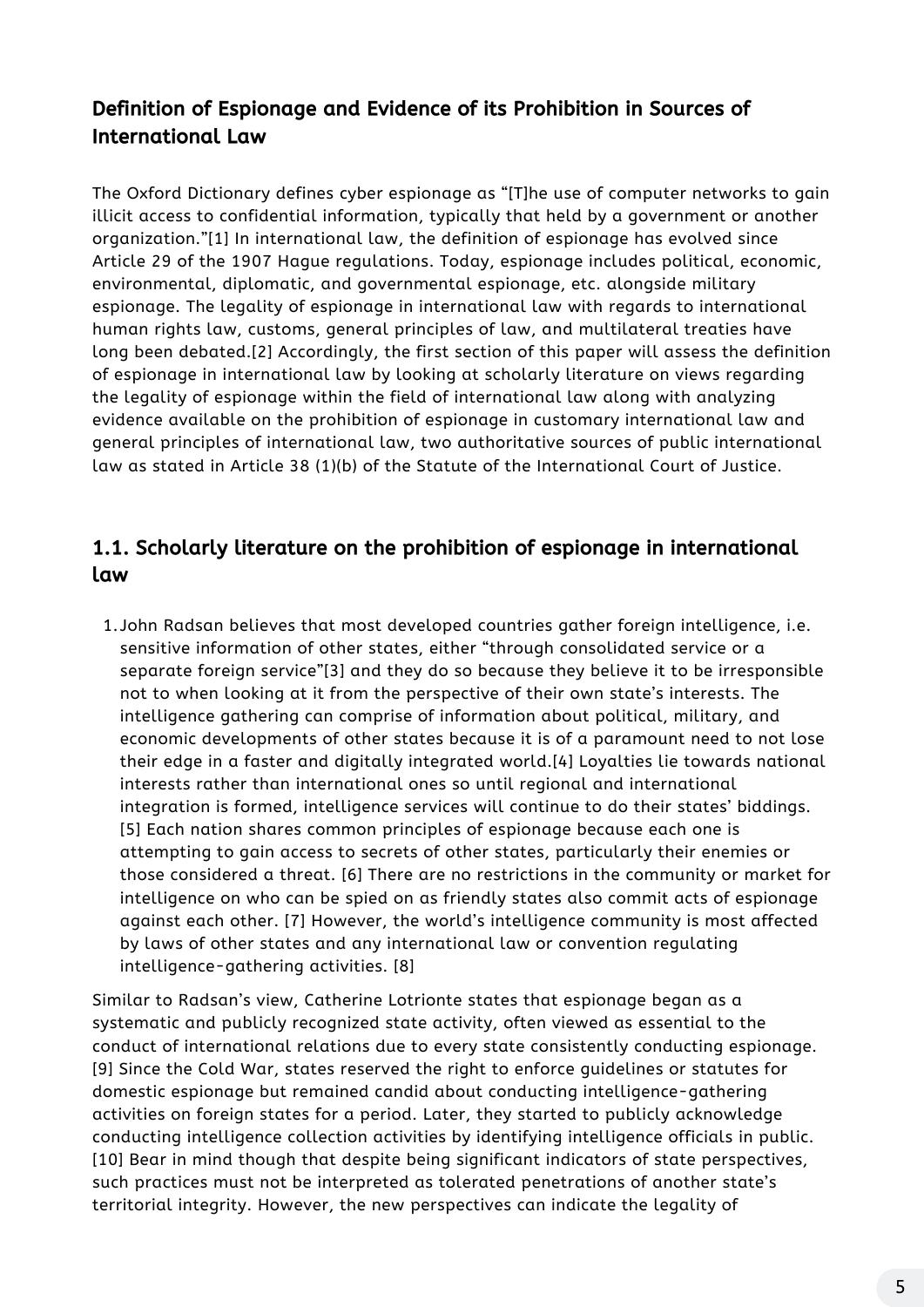## Definition of Espionage and Evidence of its Prohibition in Sources of International Law

The Oxford Dictionary defines cyber espionage as "[T]he use of computer networks to gain illicit access to confidential information, typically that held by a government or another organization."[1] In international law, the definition of espionage has evolved since Article 29 of the 1907 Hague regulations. Today, espionage includes political, economic, environmental, diplomatic, and governmental espionage, etc. alongside military espionage. The legality of espionage in international law with regards to international human rights law, customs, general principles of law, and multilateral treaties have long been debated.[2] Accordingly, the first section of this paper will assess the definition of espionage in international law by looking at scholarly literature on views regarding the legality of espionage within the field of international law along with analyzing evidence available on the prohibition of espionage in customary international law and general principles of international law, two authoritative sources of public international law as stated in Article 38 (1)(b) of the Statute of the International Court of Justice.

### 1.1. Scholarly literature on the prohibition of espionage in international law

1. John Radsan believes that most developed countries gather foreign intelligence, i.e. sensitive information of other states, either "through consolidated service or a separate foreign service"[3] and they do so because they believe it to be irresponsible not to when looking at it from the perspective of their own state's interests. The intelligence gathering can comprise of information about political, military, and economic developments of other states because it is of a paramount need to not lose their edge in a faster and digitally integrated world.[4] Loyalties lie towards national interests rather than international ones so until regional and international integration is formed, intelligence services will continue to do their states' biddings. [5] Each nation shares common principles of espionage because each one is attempting to gain access to secrets of other states, particularly their enemies or those considered a threat. [6] There are no restrictions in the community or market for intelligence on who can be spied on as friendly states also commit acts of espionage against each other. [7] However, the world's intelligence community is most affected by laws of other states and any international law or convention regulating intelligence-gathering activities. [8]

Similar to Radsan's view, Catherine Lotrionte states that espionage began as a systematic and publicly recognized state activity, often viewed as essential to the conduct of international relations due to every state consistently conducting espionage. [9] Since the Cold War, states reserved the right to enforce guidelines or statutes for domestic espionage but remained candid about conducting intelligence-gathering activities on foreign states for a period. Later, they started to publicly acknowledge conducting intelligence collection activities by identifying intelligence officials in public. [10] Bear in mind though that despite being significant indicators of state perspectives, such practices must not be interpreted as tolerated penetrations of another state's territorial integrity. However, the new perspectives can indicate the legality of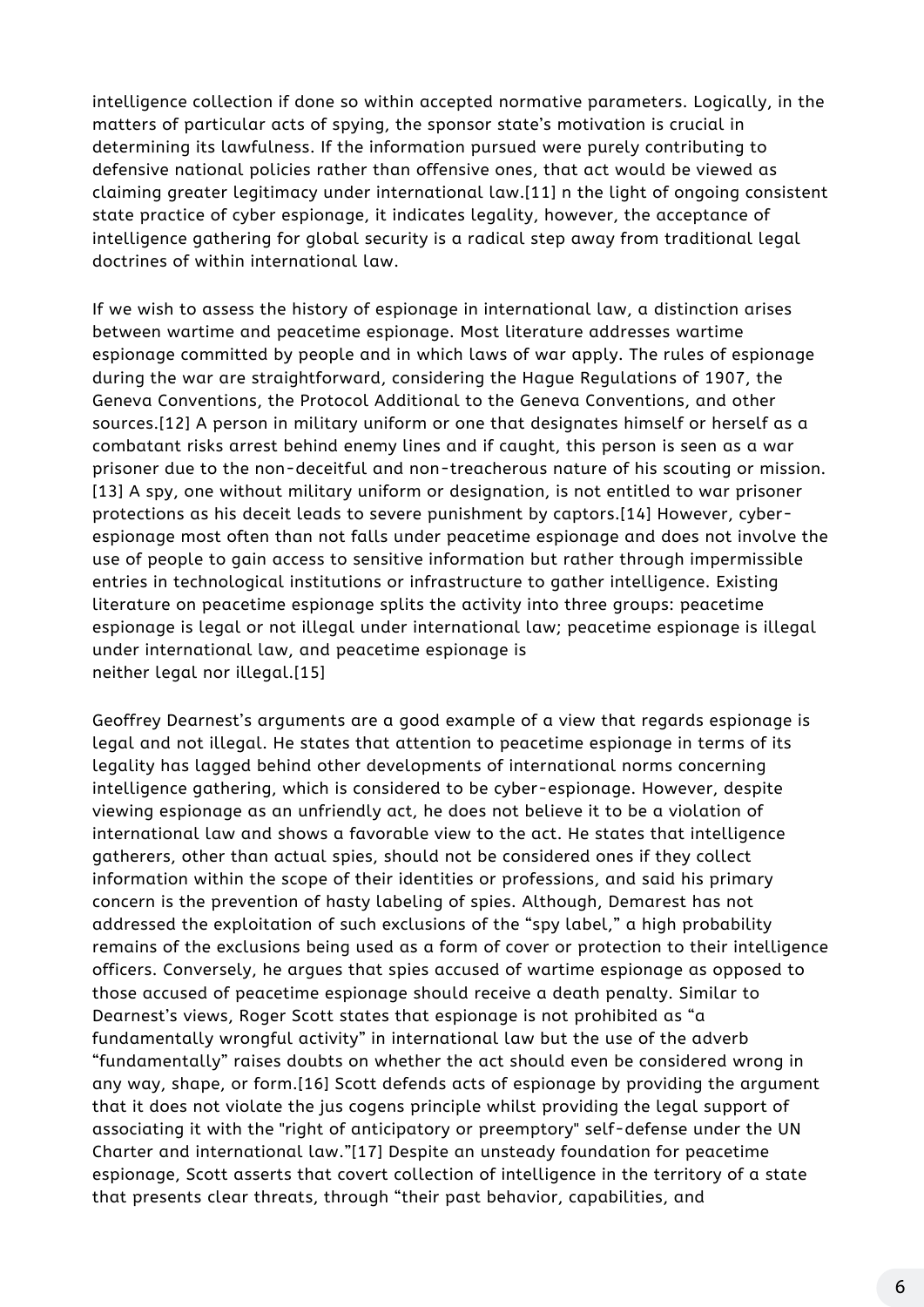intelligence collection if done so within accepted normative parameters. Logically, in the matters of particular acts of spying, the sponsor state's motivation is crucial in determining its lawfulness. If the information pursued were purely contributing to defensive national policies rather than offensive ones, that act would be viewed as claiming greater legitimacy under international law.[11] n the light of ongoing consistent state practice of cyber espionage, it indicates legality, however, the acceptance of intelligence gathering for global security is a radical step away from traditional legal doctrines of within international law.

If we wish to assess the history of espionage in international law, a distinction arises between wartime and peacetime espionage. Most literature addresses wartime espionage committed by people and in which laws of war apply. The rules of espionage during the war are straightforward, considering the Hague Regulations of 1907, the Geneva Conventions, the Protocol Additional to the Geneva Conventions, and other sources.[12] A person in military uniform or one that designates himself or herself as a combatant risks arrest behind enemy lines and if caught, this person is seen as a war prisoner due to the non-deceitful and non-treacherous nature of his scouting or mission.[13] A spy, one without military uniform or designation, is not entitled to war prisoner protections as his deceit leads to severe punishment by captors.[14] However, cyber-espionage most often than not falls under peacetime espionage and does not involve the use of people to gain access to sensitive information but rather through impermissible entries in technological institutions or infrastructure to gather intelligence. Existing literature on peacetime espionage splits the activity into three groups: peacetime espionage is legal or not illegal under international law; peacetime espionage is illegal under international law, and peacetime espionage is neither legal nor illegal.[15]

Geoffrey Dearnest's arguments are a good example of a view that regards espionage is legal and not illegal. He states that attention to peacetime espionage in terms of its legality has lagged behind other developments of international norms concerning intelligence gathering, which is considered to be cyber-espionage. However, despite viewing espionage as an unfriendly act, he does not believe it to be a violation of international law and shows a favorable view to the act. He states that intelligence gatherers, other than actual spies, should not be considered ones if they collect information within the scope of their identities or professions, and said his primary concern is the prevention of hasty labeling of spies. Although, Demarest has not addressed the exploitation of such exclusions of the "spy label," a high probability remains of the exclusions being used as a form of cover or protection to their intelligence officers. Conversely, he argues that spies accused of wartime espionage as opposed to those accused of peacetime espionage should receive a death penalty. Similar to Dearnest's views, Roger Scott states that espionage is not prohibited as "a fundamentally wrongful activity" in international law but the use of the adverb "fundamentally" raises doubts on whether the act should even be considered wrong in any way, shape, or form.[16] Scott defends acts of espionage by providing the argument that it does not violate the jus cogens principle whilst providing the legal support of associating it with the "right of anticipatory or preemptory" self-defense under the UN Charter and international law."[17] Despite an unsteady foundation for peacetime espionage, Scott asserts that covert collection of intelligence in the territory of a state that presents clear threats, through "their past behavior, capabilities, and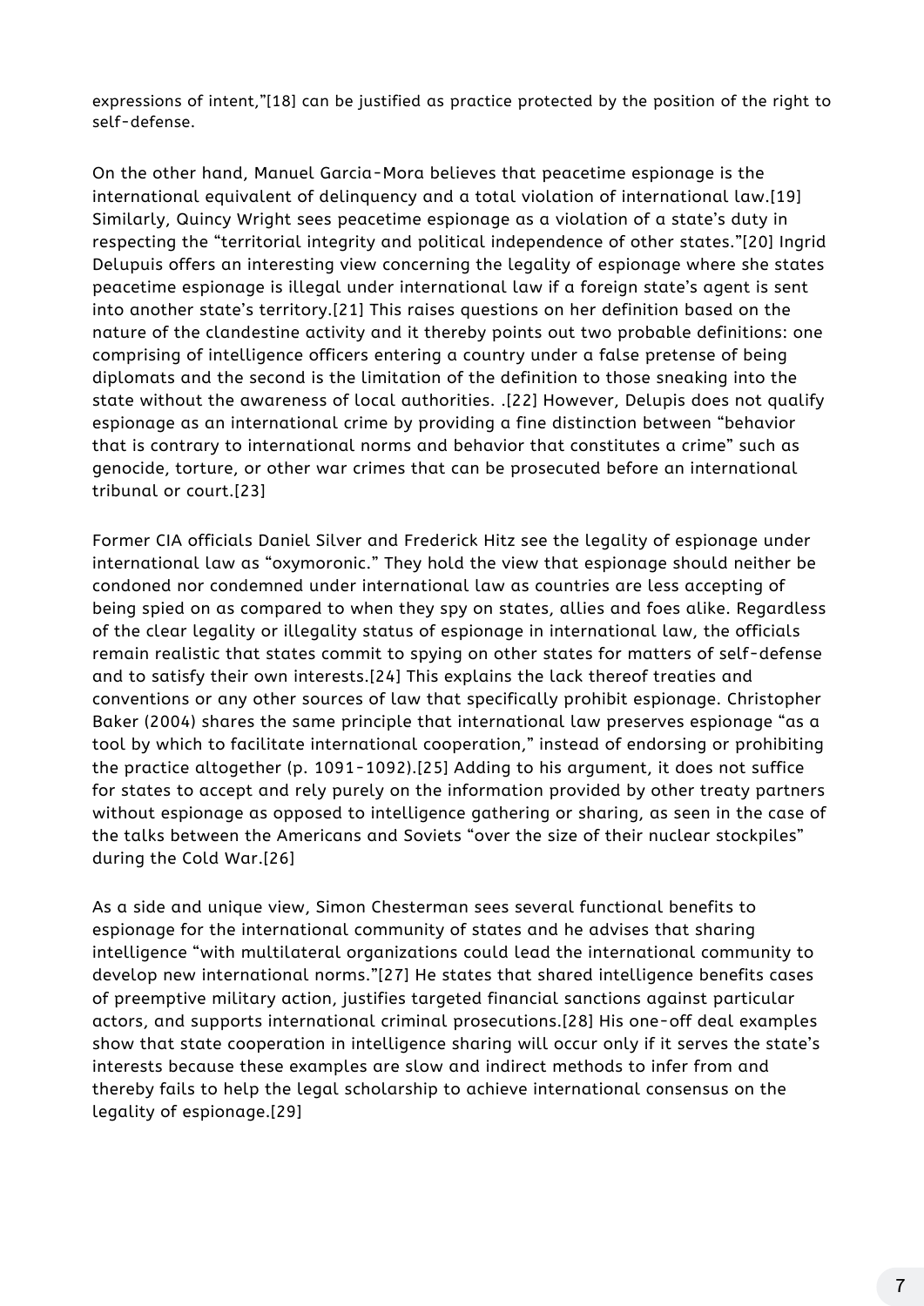expressions of intent,"[18] can be justified as practice protected by the position of the right to self-defense.

On the other hand, Manuel Garcia-Mora believes that peacetime espionage is the international equivalent of delinquency and a total violation of international law.[19] Similarly, Quincy Wright sees peacetime espionage as a violation of a state's duty in respecting the "territorial integrity and political independence of other states."[20] Ingrid Delupuis offers an interesting view concerning the legality of espionage where she states peacetime espionage is illegal under international law if a foreign state's agent is sent into another state's territory.[21] This raises questions on her definition based on the nature of the clandestine activity and it thereby points out two probable definitions: one comprising of intelligence officers entering a country under a false pretense of being diplomats and the second is the limitation of the definition to those sneaking into the state without the awareness of local authorities. .[22] However, Delupis does not qualify espionage as an international crime by providing a fine distinction between "behavior that is contrary to international norms and behavior that constitutes a crime" such as genocide, torture, or other war crimes that can be prosecuted before an international tribunal or court.[23]

Former CIA officials Daniel Silver and Frederick Hitz see the legality of espionage under international law as "oxymoronic." They hold the view that espionage should neither be condoned nor condemned under international law as countries are less accepting of being spied on as compared to when they spy on states, allies and foes alike. Regardless of the clear legality or illegality status of espionage in international law, the officials remain realistic that states commit to spying on other states for matters of self-defense and to satisfy their own interests.[24] This explains the lack thereof treaties and conventions or any other sources of law that specifically prohibit espionage. Christopher Baker (2004) shares the same principle that international law preserves espionage "as a tool by which to facilitate international cooperation," instead of endorsing or prohibiting the practice altogether (p. 1091-1092).[25] Adding to his argument, it does not suffice for states to accept and rely purely on the information provided by other treaty partners without espionage as opposed to intelligence gathering or sharing, as seen in the case of the talks between the Americans and Soviets "over the size of their nuclear stockpiles" during the Cold War.[26]

As a side and unique view, Simon Chesterman sees several functional benefits to espionage for the international community of states and he advises that sharing intelligence "with multilateral organizations could lead the international community to develop new international norms."[27] He states that shared intelligence benefits cases of preemptive military action, justifies targeted financial sanctions against particular actors, and supports international criminal prosecutions.[28] His one-off deal examples show that state cooperation in intelligence sharing will occur only if it serves the state's interests because these examples are slow and indirect methods to infer from and thereby fails to help the legal scholarship to achieve international consensus on the legality of espionage.[29]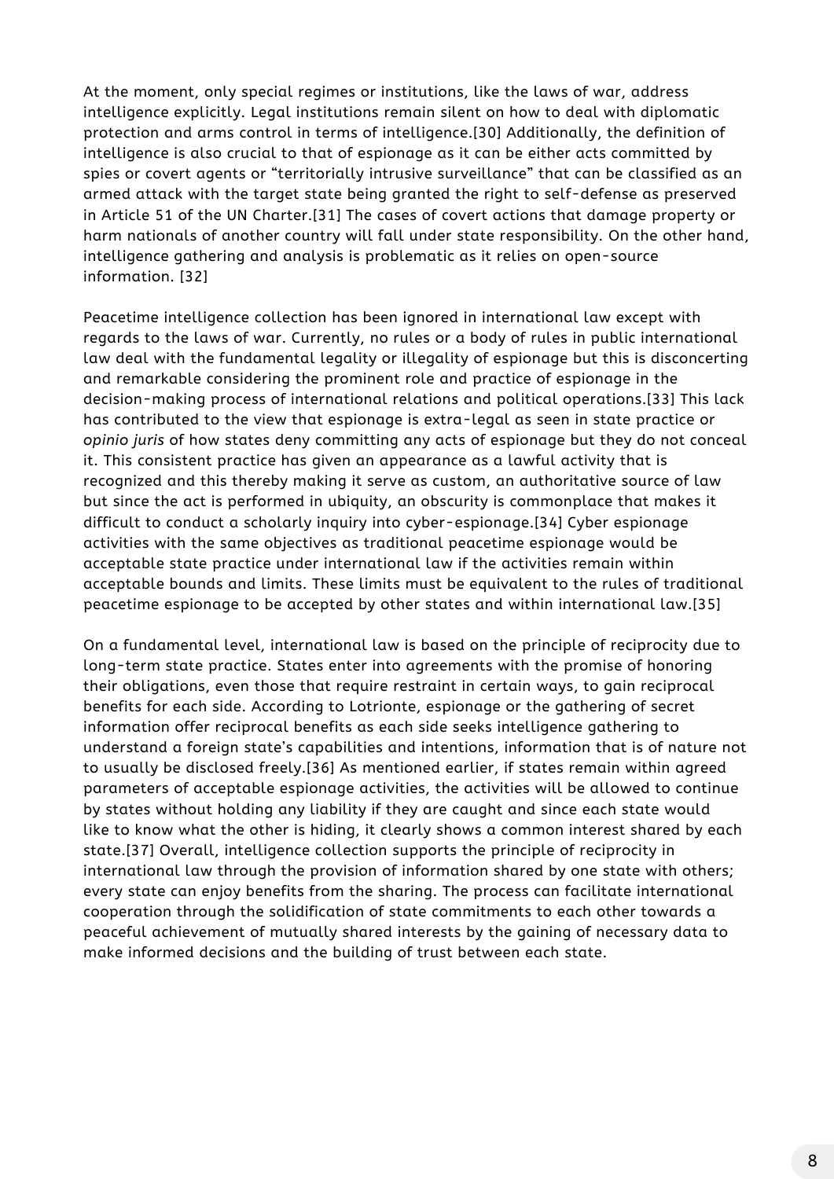At the moment, only special regimes or institutions, like the laws of war, address intelligence explicitly. Legal institutions remain silent on how to deal with diplomatic protection and arms control in terms of intelligence.[30] Additionally, the definition of intelligence is also crucial to that of espionage as it can be either acts committed by spies or covert agents or "territorially intrusive surveillance" that can be classified as an armed attack with the target state being granted the right to self-defense as preserved in Article 51 of the UN Charter.[31] The cases of covert actions that damage property or harm nationals of another country will fall under state responsibility. On the other hand, intelligence gathering and analysis is problematic as it relies on open-source information. [32]

Peacetime intelligence collection has been ignored in international law except with regards to the laws of war. Currently, no rules or a body of rules in public international law deal with the fundamental legality or illegality of espionage but this is disconcerting and remarkable considering the prominent role and practice of espionage in the decision-making process of international relations and political operations.[33] This lack has contributed to the view that espionage is extra-legal as seen in state practice or *opinio juris* of how states deny committing any acts of espionage but they do not conceal it. This consistent practice has given an appearance as a lawful activity that is recognized and this thereby making it serve as custom, an authoritative source of law but since the act is performed in ubiquity, an obscurity is commonplace that makes it difficult to conduct a scholarly inquiry into cyber-espionage.[34] Cyber espionage activities with the same objectives as traditional peacetime espionage would be acceptable state practice under international law if the activities remain within acceptable bounds and limits. These limits must be equivalent to the rules of traditional peacetime espionage to be accepted by other states and within international law.[35]

On a fundamental level, international law is based on the principle of reciprocity due to long-term state practice. States enter into agreements with the promise of honoring their obligations, even those that require restraint in certain ways, to gain reciprocal benefits for each side. According to Lotrionte, espionage or the gathering of secret information offer reciprocal benefits as each side seeks intelligence gathering to understand a foreign state's capabilities and intentions, information that is of nature not to usually be disclosed freely.[36] As mentioned earlier, if states remain within agreed parameters of acceptable espionage activities, the activities will be allowed to continue by states without holding any liability if they are caught and since each state would like to know what the other is hiding, it clearly shows a common interest shared by each state.[37] Overall, intelligence collection supports the principle of reciprocity in international law through the provision of information shared by one state with others; every state can enjoy benefits from the sharing. The process can facilitate international cooperation through the solidification of state commitments to each other towards a peaceful achievement of mutually shared interests by the gaining of necessary data to make informed decisions and the building of trust between each state.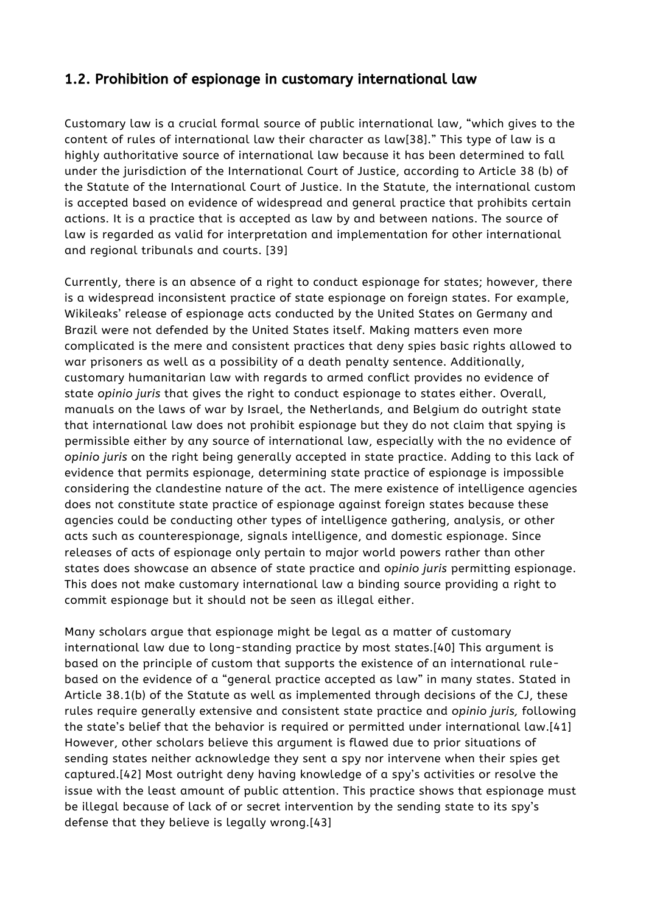## 1.2. Prohibition of espionage in customary international law

Customary law is a crucial formal source of public international law, "which gives to the content of rules of international law their character as law[38]." This type of law is a highly authoritative source of international law because it has been determined to fall under the jurisdiction of the International Court of Justice, according to Article 38 (b) of the Statute of the International Court of Justice. In the Statute, the international custom is accepted based on evidence of widespread and general practice that prohibits certain actions. It is a practice that is accepted as law by and between nations. The source of law is regarded as valid for interpretation and implementation for other international and regional tribunals and courts. [39]

Currently, there is an absence of a right to conduct espionage for states; however, there is a widespread inconsistent practice of state espionage on foreign states. For example, Wikileaks' release of espionage acts conducted by the United States on Germany and Brazil were not defended by the United States itself. Making matters even more complicated is the mere and consistent practices that deny spies basic rights allowed to war prisoners as well as a possibility of a death penalty sentence. Additionally, customary humanitarian law with regards to armed conflict provides no evidence of state *opinio juris* that gives the right to conduct espionage to states either. Overall, manuals on the laws of war by Israel, the Netherlands, and Belgium do outright state that international law does not prohibit espionage but they do not claim that spying is permissible either by any source of international law, especially with the no evidence of *opinio juris* on the right being generally accepted in state practice. Adding to this lack of evidence that permits espionage, determining state practice of espionage is impossible considering the clandestine nature of the act. The mere existence of intelligence agencies does not constitute state practice of espionage against foreign states because these agencies could be conducting other types of intelligence gathering, analysis, or other acts such as counterespionage, signals intelligence, and domestic espionage. Since releases of acts of espionage only pertain to major world powers rather than other states does showcase an absence of state practice and o*pinio juris* permitting espionage. This does not make customary international law a binding source providing a right to commit espionage but it should not be seen as illegal either.

Many scholars argue that espionage might be legal as a matter of customary international law due to long-standing practice by most states.[40] This argument is based on the principle of custom that supports the existence of an international rule-based on the evidence of a "general practice accepted as law" in many states. Stated in Article 38.1(b) of the Statute as well as implemented through decisions of the CJ, these rules require generally extensive and consistent state practice and *opinio juris,* following the state's belief that the behavior is required or permitted under international law.[41] However, other scholars believe this argument is flawed due to prior situations of sending states neither acknowledge they sent a spy nor intervene when their spies get captured.[42] Most outright deny having knowledge of a spy's activities or resolve the issue with the least amount of public attention. This practice shows that espionage must be illegal because of lack of or secret intervention by the sending state to its spy's defense that they believe is legally wrong.[43]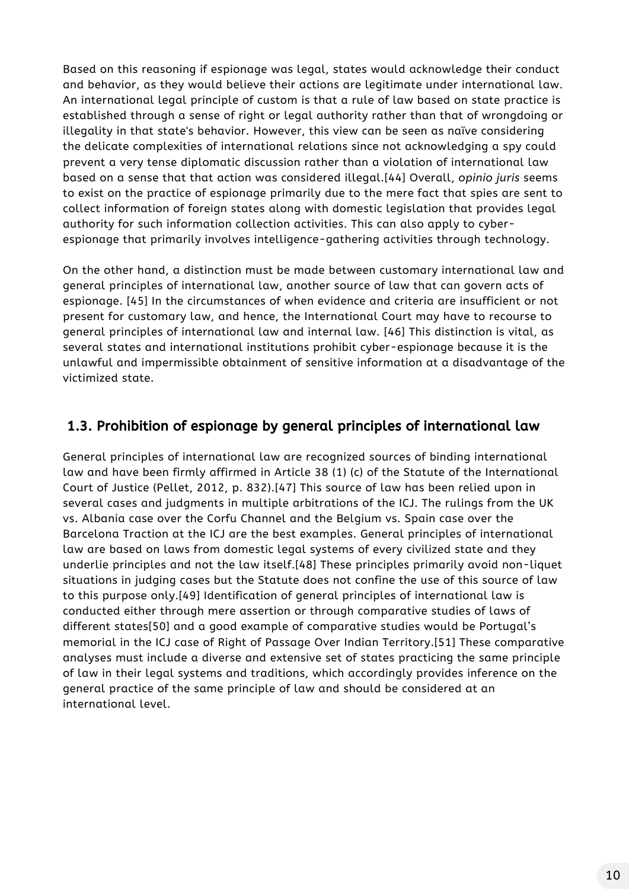Based on this reasoning if espionage was legal, states would acknowledge their conduct and behavior, as they would believe their actions are legitimate under international law. An international legal principle of custom is that a rule of law based on state practice is established through a sense of right or legal authority rather than that of wrongdoing or illegality in that state's behavior. However, this view can be seen as naïve considering the delicate complexities of international relations since not acknowledging a spy could prevent a very tense diplomatic discussion rather than a violation of international law based on a sense that that action was considered illegal.[44] Overall, *opinio juris* seems to exist on the practice of espionage primarily due to the mere fact that spies are sent to collect information of foreign states along with domestic legislation that provides legal authority for such information collection activities. This can also apply to cyber-espionage that primarily involves intelligence-gathering activities through technology.

On the other hand, a distinction must be made between customary international law and general principles of international law, another source of law that can govern acts of espionage. [45] In the circumstances of when evidence and criteria are insufficient or not present for customary law, and hence, the International Court may have to recourse to general principles of international law and internal law. [46] This distinction is vital, as several states and international institutions prohibit cyber-espionage because it is the unlawful and impermissible obtainment of sensitive information at a disadvantage of the victimized state.

## 1.3. Prohibition of espionage by general principles of international law

General principles of international law are recognized sources of binding international law and have been firmly affirmed in Article 38 (1) (c) of the Statute of the International Court of Justice (Pellet, 2012, p. 832).[47] This source of law has been relied upon in several cases and judgments in multiple arbitrations of the ICJ. The rulings from the UK vs. Albania case over the Corfu Channel and the Belgium vs. Spain case over the Barcelona Traction at the ICJ are the best examples. General principles of international law are based on laws from domestic legal systems of every civilized state and they underlie principles and not the law itself.[48] These principles primarily avoid non-liquet situations in judging cases but the Statute does not confine the use of this source of law to this purpose only.[49] Identification of general principles of international law is conducted either through mere assertion or through comparative studies of laws of different states[50] and a good example of comparative studies would be Portugal's memorial in the ICJ case of Right of Passage Over Indian Territory.[51] These comparative analyses must include a diverse and extensive set of states practicing the same principle of law in their legal systems and traditions, which accordingly provides inference on the general practice of the same principle of law and should be considered at an international level.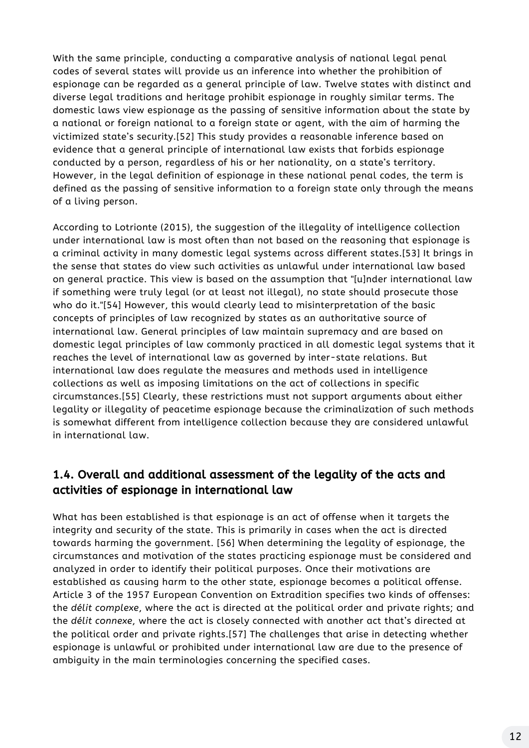With the same principle, conducting a comparative analysis of national legal penal codes of several states will provide us an inference into whether the prohibition of espionage can be regarded as a general principle of law. Twelve states with distinct and diverse legal traditions and heritage prohibit espionage in roughly similar terms. The domestic laws view espionage as the passing of sensitive information about the state by a national or foreign national to a foreign state or agent, with the aim of harming the victimized state's security.[52] This study provides a reasonable inference based on evidence that a general principle of international law exists that forbids espionage conducted by a person, regardless of his or her nationality, on a state's territory. However, in the legal definition of espionage in these national penal codes, the term is defined as the passing of sensitive information to a foreign state only through the means of a living person.

According to Lotrionte (2015), the suggestion of the illegality of intelligence collection under international law is most often than not based on the reasoning that espionage is a criminal activity in many domestic legal systems across different states.[53] It brings in the sense that states do view such activities as unlawful under international law based on general practice. This view is based on the assumption that "[u]nder international law if something were truly legal (or at least not illegal), no state should prosecute those who do it."[54] However, this would clearly lead to misinterpretation of the basic concepts of principles of law recognized by states as an authoritative source of international law. General principles of law maintain supremacy and are based on domestic legal principles of law commonly practiced in all domestic legal systems that it reaches the level of international law as governed by inter-state relations. But international law does regulate the measures and methods used in intelligence collections as well as imposing limitations on the act of collections in specific circumstances.[55] Clearly, these restrictions must not support arguments about either legality or illegality of peacetime espionage because the criminalization of such methods is somewhat different from intelligence collection because they are considered unlawful in international law.

## 1.4. Overall and additional assessment of the legality of the acts and activities of espionage in international law

What has been established is that espionage is an act of offense when it targets the integrity and security of the state. This is primarily in cases when the act is directed towards harming the government. [56] When determining the legality of espionage, the circumstances and motivation of the states practicing espionage must be considered and analyzed in order to identify their political purposes. Once their motivations are established as causing harm to the other state, espionage becomes a political offense. Article 3 of the 1957 European Convention on Extradition specifies two kinds of offenses: the *délit complexe*, where the act is directed at the political order and private rights; and the *délit connexe*, where the act is closely connected with another act that's directed at the political order and private rights.[57] The challenges that arise in detecting whether espionage is unlawful or prohibited under international law are due to the presence of ambiguity in the main terminologies concerning the specified cases.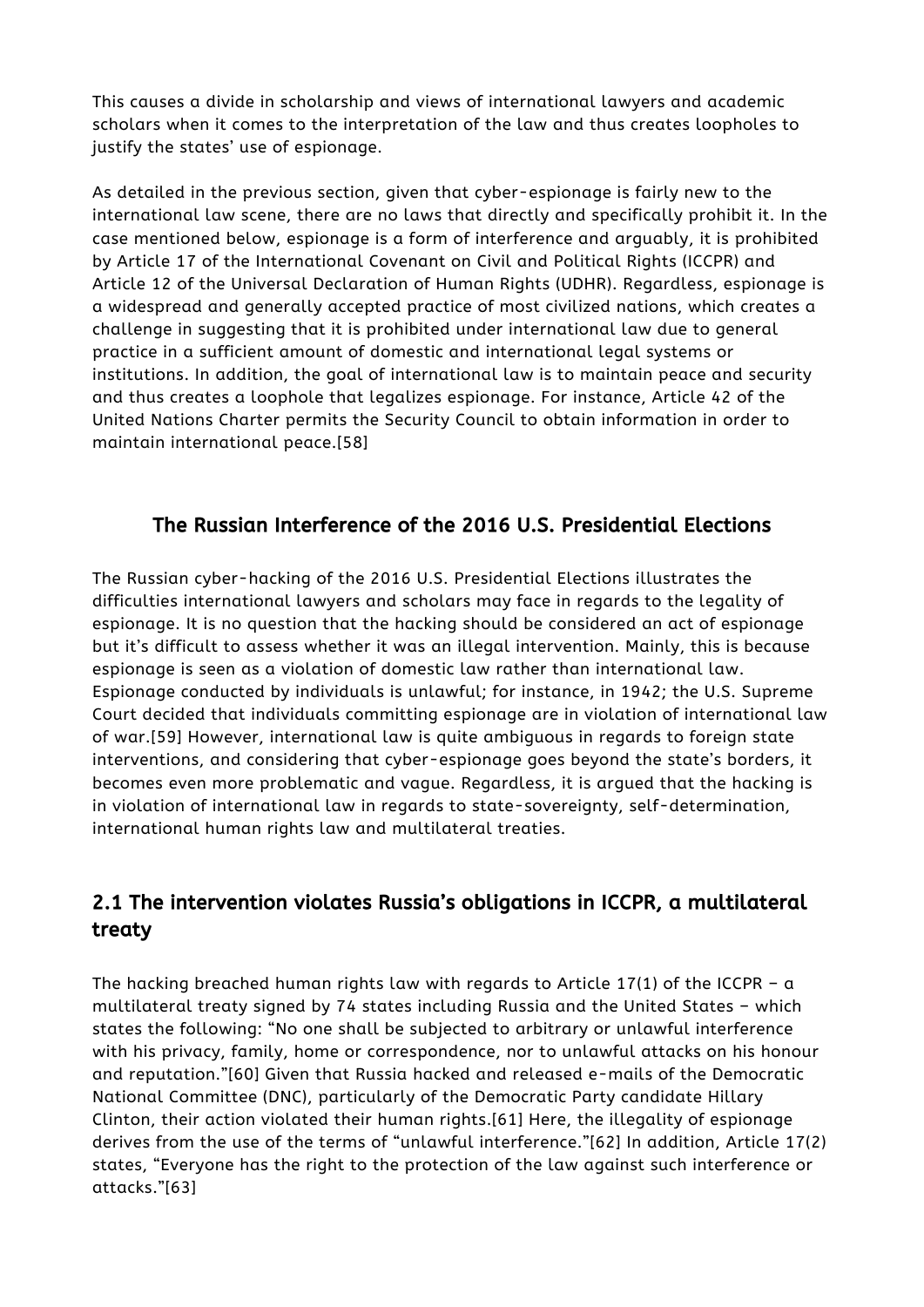This causes a divide in scholarship and views of international lawyers and academic scholars when it comes to the interpretation of the law and thus creates loopholes to justify the states' use of espionage.

As detailed in the previous section, given that cyber-espionage is fairly new to the international law scene, there are no laws that directly and specifically prohibit it. In the case mentioned below, espionage is a form of interference and arguably, it is prohibited by Article 17 of the International Covenant on Civil and Political Rights (ICCPR) and Article 12 of the Universal Declaration of Human Rights (UDHR). Regardless, espionage is a widespread and generally accepted practice of most civilized nations, which creates a challenge in suggesting that it is prohibited under international law due to general practice in a sufficient amount of domestic and international legal systems or institutions. In addition, the goal of international law is to maintain peace and security and thus creates a loophole that legalizes espionage. For instance, Article 42 of the United Nations Charter permits the Security Council to obtain information in order to maintain international peace.[58]

## The Russian Interference of the 2016 U.S. Presidential Elections

The Russian cyber-hacking of the 2016 U.S. Presidential Elections illustrates the difficulties international lawyers and scholars may face in regards to the legality of espionage. It is no question that the hacking should be considered an act of espionage but it's difficult to assess whether it was an illegal intervention. Mainly, this is because espionage is seen as a violation of domestic law rather than international law. Espionage conducted by individuals is unlawful; for instance, in 1942; the U.S. Supreme Court decided that individuals committing espionage are in violation of international law of war.[59] However, international law is quite ambiguous in regards to foreign state interventions, and considering that cyber-espionage goes beyond the state's borders, it becomes even more problematic and vague. Regardless, it is argued that the hacking is in violation of international law in regards to state-sovereignty, self-determination, international human rights law and multilateral treaties.

## 2.1 The intervention violates Russia's obligations in ICCPR, a multilateral treaty

The hacking breached human rights law with regards to Article 17(1) of the ICCPR – a multilateral treaty signed by 74 states including Russia and the United States – which states the following: "No one shall be subjected to arbitrary or unlawful interference with his privacy, family, home or correspondence, nor to unlawful attacks on his honour and reputation."[60] Given that Russia hacked and released e-mails of the Democratic National Committee (DNC), particularly of the Democratic Party candidate Hillary Clinton, their action violated their human rights.[61] Here, the illegality of espionage derives from the use of the terms of "unlawful interference."[62] In addition, Article 17(2) states, "Everyone has the right to the protection of the law against such interference or attacks."[63]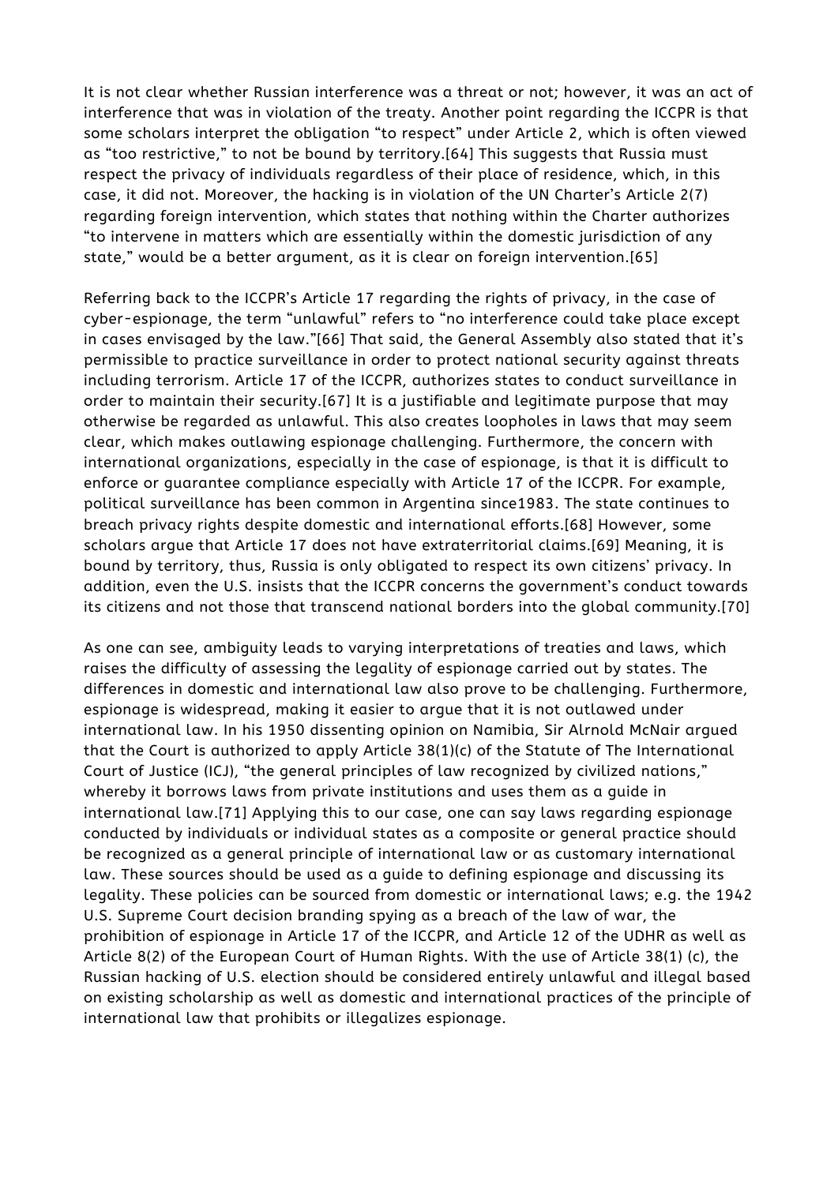It is not clear whether Russian interference was a threat or not; however, it was an act of interference that was in violation of the treaty. Another point regarding the ICCPR is that some scholars interpret the obligation "to respect" under Article 2, which is often viewed as "too restrictive," to not be bound by territory.[64] This suggests that Russia must respect the privacy of individuals regardless of their place of residence, which, in this case, it did not. Moreover, the hacking is in violation of the UN Charter's Article 2(7) regarding foreign intervention, which states that nothing within the Charter authorizes "to intervene in matters which are essentially within the domestic jurisdiction of any state," would be a better argument, as it is clear on foreign intervention.[65]

Referring back to the ICCPR's Article 17 regarding the rights of privacy, in the case of cyber-espionage, the term "unlawful" refers to "no interference could take place except in cases envisaged by the law."[66] That said, the General Assembly also stated that it's permissible to practice surveillance in order to protect national security against threats including terrorism. Article 17 of the ICCPR, authorizes states to conduct surveillance in order to maintain their security.[67] It is a justifiable and legitimate purpose that may otherwise be regarded as unlawful. This also creates loopholes in laws that may seem clear, which makes outlawing espionage challenging. Furthermore, the concern with international organizations, especially in the case of espionage, is that it is difficult to enforce or guarantee compliance especially with Article 17 of the ICCPR. For example, political surveillance has been common in Argentina since1983. The state continues to breach privacy rights despite domestic and international efforts.[68] However, some scholars argue that Article 17 does not have extraterritorial claims.[69] Meaning, it is bound by territory, thus, Russia is only obligated to respect its own citizens' privacy. In addition, even the U.S. insists that the ICCPR concerns the government's conduct towards its citizens and not those that transcend national borders into the global community.[70]

As one can see, ambiguity leads to varying interpretations of treaties and laws, which raises the difficulty of assessing the legality of espionage carried out by states. The differences in domestic and international law also prove to be challenging. Furthermore, espionage is widespread, making it easier to argue that it is not outlawed under international law. In his 1950 dissenting opinion on Namibia, Sir Alrnold McNair argued that the Court is authorized to apply Article 38(1)(c) of the Statute of The International Court of Justice (ICJ), "the general principles of law recognized by civilized nations," whereby it borrows laws from private institutions and uses them as a guide in international law.[71] Applying this to our case, one can say laws regarding espionage conducted by individuals or individual states as a composite or general practice should be recognized as a general principle of international law or as customary international law. These sources should be used as a guide to defining espionage and discussing its legality. These policies can be sourced from domestic or international laws; e.g. the 1942 U.S. Supreme Court decision branding spying as a breach of the law of war, the prohibition of espionage in Article 17 of the ICCPR, and Article 12 of the UDHR as well as Article 8(2) of the European Court of Human Rights. With the use of Article 38(1) (c), the Russian hacking of U.S. election should be considered entirely unlawful and illegal based on existing scholarship as well as domestic and international practices of the principle of international law that prohibits or illegalizes espionage.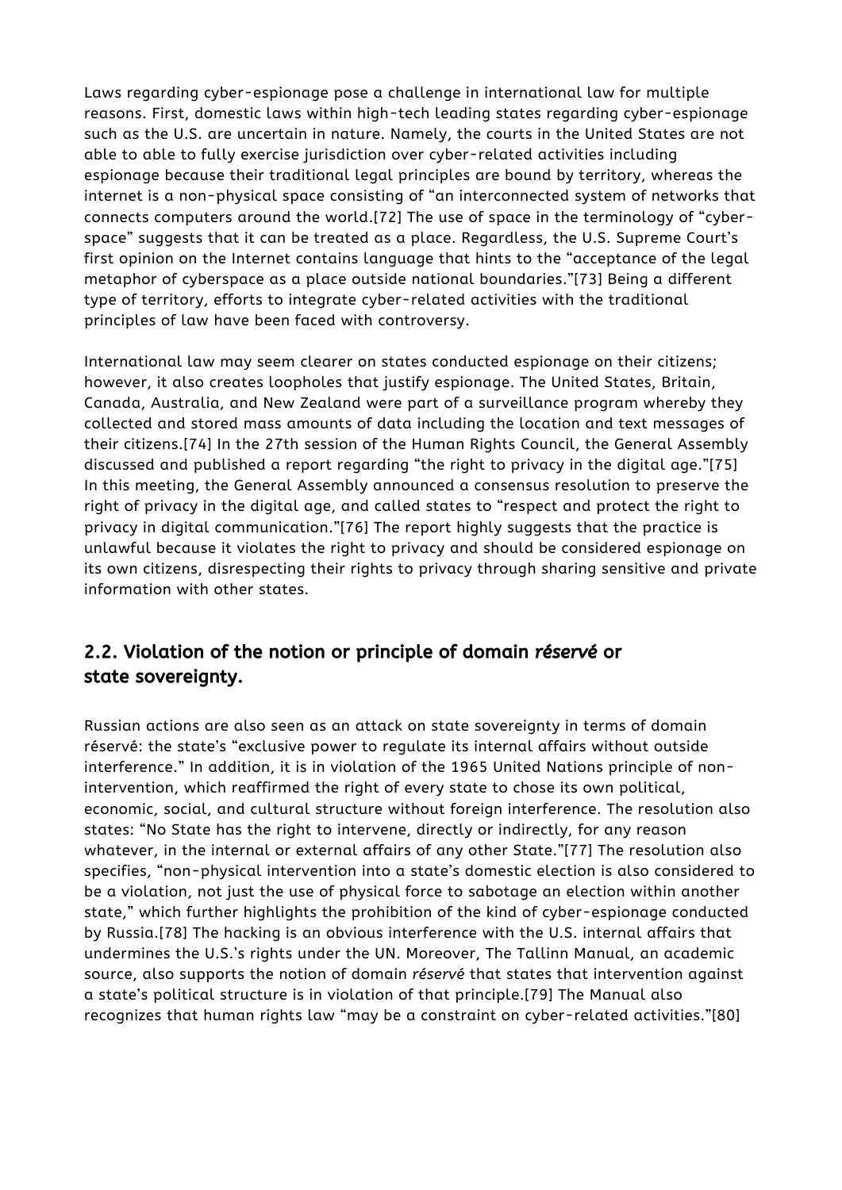Laws regarding cyber-espionage pose a challenge in international law for multiple reasons. First, domestic laws within high-tech leading states regarding cyber-espionage such as the U.S. are uncertain in nature. Namely, the courts in the United States are not able to able to fully exercise jurisdiction over cyber-related activities including espionage because their traditional legal principles are bound by territory, whereas the internet is a non-physical space consisting of "an interconnected system of networks that connects computers around the world.[72] The use of space in the terminology of "cyber-space" suggests that it can be treated as a place. Regardless, the U.S. Supreme Court's first opinion on the Internet contains language that hints to the "acceptance of the legal metaphor of cyberspace as a place outside national boundaries."[73] Being a different type of territory, efforts to integrate cyber-related activities with the traditional principles of law have been faced with controversy.

International law may seem clearer on states conducted espionage on their citizens; however, it also creates loopholes that justify espionage. The United States, Britain, Canada, Australia, and New Zealand were part of a surveillance program whereby they collected and stored mass amounts of data including the location and text messages of their citizens.[74] In the 27th session of the Human Rights Council, the General Assembly discussed and published a report regarding "the right to privacy in the digital age."[75] In this meeting, the General Assembly announced a consensus resolution to preserve the right of privacy in the digital age, and called states to "respect and protect the right to privacy in digital communication."[76] The report highly suggests that the practice is unlawful because it violates the right to privacy and should be considered espionage on its own citizens, disrespecting their rights to privacy through sharing sensitive and private information with other states.

## 2.2. Violation of the notion or principle of domain *réservé* or state sovereignty.

Russian actions are also seen as an attack on state sovereignty in terms of domain réservé: the state's "exclusive power to regulate its internal affairs without outside interference." In addition, it is in violation of the 1965 United Nations principle of non-intervention, which reaffirmed the right of every state to chose its own political, economic, social, and cultural structure without foreign interference. The resolution also states: "No State has the right to intervene, directly or indirectly, for any reason whatever, in the internal or external affairs of any other State."[77] The resolution also specifies, "non-physical intervention into a state's domestic election is also considered to be a violation, not just the use of physical force to sabotage an election within another state," which further highlights the prohibition of the kind of cyber-espionage conducted by Russia.[78] The hacking is an obvious interference with the U.S. internal affairs that undermines the U.S.'s rights under the UN. Moreover, The Tallinn Manual, an academic source, also supports the notion of domain *réservé* that states that intervention against a state's political structure is in violation of that principle.[79] The Manual also recognizes that human rights law "may be a constraint on cyber-related activities."[80]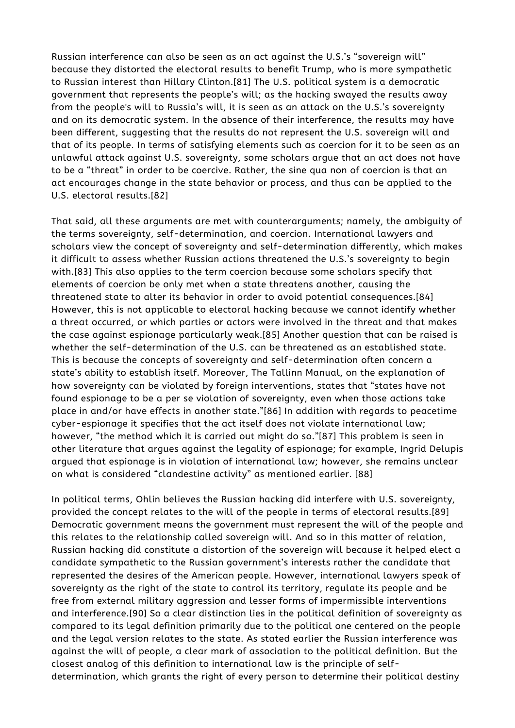Russian interference can also be seen as an act against the U.S.'s "sovereign will" because they distorted the electoral results to benefit Trump, who is more sympathetic to Russian interest than Hillary Clinton.[81] The U.S. political system is a democratic government that represents the people's will; as the hacking swayed the results away from the people's will to Russia's will, it is seen as an attack on the U.S.'s sovereignty and on its democratic system. In the absence of their interference, the results may have been different, suggesting that the results do not represent the U.S. sovereign will and that of its people. In terms of satisfying elements such as coercion for it to be seen as an unlawful attack against U.S. sovereignty, some scholars argue that an act does not have to be a "threat" in order to be coercive. Rather, the sine qua non of coercion is that an act encourages change in the state behavior or process, and thus can be applied to the U.S. electoral results.[82]

That said, all these arguments are met with counterarguments; namely, the ambiguity of the terms sovereignty, self-determination, and coercion. International lawyers and scholars view the concept of sovereignty and self-determination differently, which makes it difficult to assess whether Russian actions threatened the U.S.'s sovereignty to begin with.[83] This also applies to the term coercion because some scholars specify that elements of coercion be only met when a state threatens another, causing the threatened state to alter its behavior in order to avoid potential consequences.[84] However, this is not applicable to electoral hacking because we cannot identify whether a threat occurred, or which parties or actors were involved in the threat and that makes the case against espionage particularly weak.[85] Another question that can be raised is whether the self-determination of the U.S. can be threatened as an established state. This is because the concepts of sovereignty and self-determination often concern a state's ability to establish itself. Moreover, The Tallinn Manual, on the explanation of how sovereignty can be violated by foreign interventions, states that "states have not found espionage to be a per se violation of sovereignty, even when those actions take place in and/or have effects in another state."[86] In addition with regards to peacetime cyber-espionage it specifies that the act itself does not violate international law; however, "the method which it is carried out might do so."[87] This problem is seen in other literature that argues against the legality of espionage; for example, Ingrid Delupis argued that espionage is in violation of international law; however, she remains unclear on what is considered "clandestine activity" as mentioned earlier. [88]

In political terms, Ohlin believes the Russian hacking did interfere with U.S. sovereignty, provided the concept relates to the will of the people in terms of electoral results.[89] Democratic government means the government must represent the will of the people and this relates to the relationship called sovereign will. And so in this matter of relation, Russian hacking did constitute a distortion of the sovereign will because it helped elect a candidate sympathetic to the Russian government's interests rather the candidate that represented the desires of the American people. However, international lawyers speak of sovereignty as the right of the state to control its territory, regulate its people and be free from external military aggression and lesser forms of impermissible interventions and interference.[90] So a clear distinction lies in the political definition of sovereignty as compared to its legal definition primarily due to the political one centered on the people and the legal version relates to the state. As stated earlier the Russian interference was against the will of people, a clear mark of association to the political definition. But the closest analog of this definition to international law is the principle of self-determination, which grants the right of every person to determine their political destiny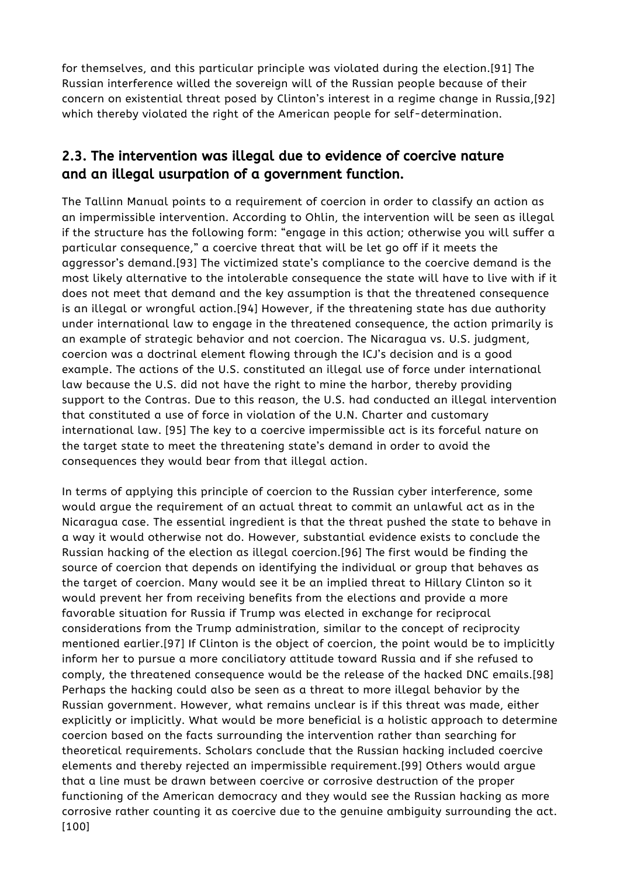for themselves, and this particular principle was violated during the election.[91] The Russian interference willed the sovereign will of the Russian people because of their concern on existential threat posed by Clinton's interest in a regime change in Russia,[92] which thereby violated the right of the American people for self-determination.

## 2.3. The intervention was illegal due to evidence of coercive nature and an illegal usurpation of a government function.

The Tallinn Manual points to a requirement of coercion in order to classify an action as an impermissible intervention. According to Ohlin, the intervention will be seen as illegal if the structure has the following form: "engage in this action; otherwise you will suffer a particular consequence," a coercive threat that will be let go off if it meets the aggressor's demand.[93] The victimized state's compliance to the coercive demand is the most likely alternative to the intolerable consequence the state will have to live with if it does not meet that demand and the key assumption is that the threatened consequence is an illegal or wrongful action.[94] However, if the threatening state has due authority under international law to engage in the threatened consequence, the action primarily is an example of strategic behavior and not coercion. The Nicaragua vs. U.S. judgment, coercion was a doctrinal element flowing through the ICJ's decision and is a good example. The actions of the U.S. constituted an illegal use of force under international law because the U.S. did not have the right to mine the harbor, thereby providing support to the Contras. Due to this reason, the U.S. had conducted an illegal intervention that constituted a use of force in violation of the U.N. Charter and customary international law. [95] The key to a coercive impermissible act is its forceful nature on the target state to meet the threatening state's demand in order to avoid the consequences they would bear from that illegal action.

In terms of applying this principle of coercion to the Russian cyber interference, some would argue the requirement of an actual threat to commit an unlawful act as in the Nicaragua case. The essential ingredient is that the threat pushed the state to behave in a way it would otherwise not do. However, substantial evidence exists to conclude the Russian hacking of the election as illegal coercion.[96] The first would be finding the source of coercion that depends on identifying the individual or group that behaves as the target of coercion. Many would see it be an implied threat to Hillary Clinton so it would prevent her from receiving benefits from the elections and provide a more favorable situation for Russia if Trump was elected in exchange for reciprocal considerations from the Trump administration, similar to the concept of reciprocity mentioned earlier.[97] If Clinton is the object of coercion, the point would be to implicitly inform her to pursue a more conciliatory attitude toward Russia and if she refused to comply, the threatened consequence would be the release of the hacked DNC emails.[98] Perhaps the hacking could also be seen as a threat to more illegal behavior by the Russian government. However, what remains unclear is if this threat was made, either explicitly or implicitly. What would be more beneficial is a holistic approach to determine coercion based on the facts surrounding the intervention rather than searching for theoretical requirements. Scholars conclude that the Russian hacking included coercive elements and thereby rejected an impermissible requirement.[99] Others would argue that a line must be drawn between coercive or corrosive destruction of the proper functioning of the American democracy and they would see the Russian hacking as more corrosive rather counting it as coercive due to the genuine ambiguity surrounding the act.[100]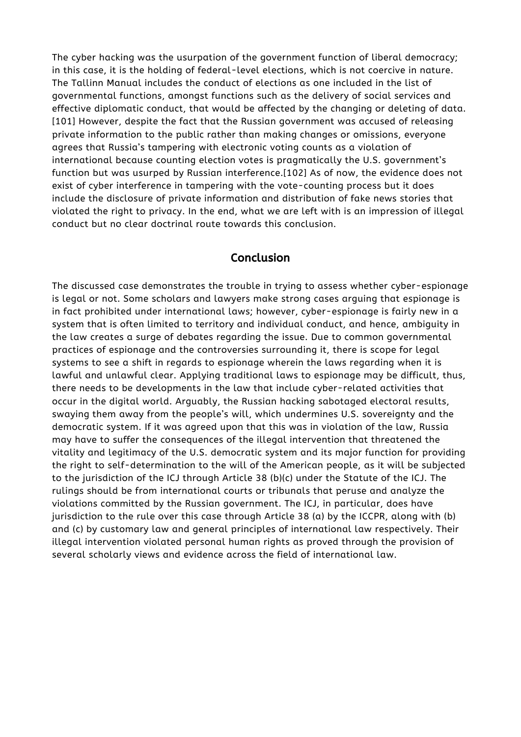The cyber hacking was the usurpation of the government function of liberal democracy; in this case, it is the holding of federal-level elections, which is not coercive in nature. The Tallinn Manual includes the conduct of elections as one included in the list of governmental functions, amongst functions such as the delivery of social services and effective diplomatic conduct, that would be affected by the changing or deleting of data.[101] However, despite the fact that the Russian government was accused of releasing private information to the public rather than making changes or omissions, everyone agrees that Russia's tampering with electronic voting counts as a violation of international because counting election votes is pragmatically the U.S. government's function but was usurped by Russian interference.[102] As of now, the evidence does not exist of cyber interference in tampering with the vote-counting process but it does include the disclosure of private information and distribution of fake news stories that violated the right to privacy. In the end, what we are left with is an impression of illegal conduct but no clear doctrinal route towards this conclusion.

## Conclusion

The discussed case demonstrates the trouble in trying to assess whether cyber-espionage is legal or not. Some scholars and lawyers make strong cases arguing that espionage is in fact prohibited under international laws; however, cyber-espionage is fairly new in a system that is often limited to territory and individual conduct, and hence, ambiguity in the law creates a surge of debates regarding the issue. Due to common governmental practices of espionage and the controversies surrounding it, there is scope for legal systems to see a shift in regards to espionage wherein the laws regarding when it is lawful and unlawful clear. Applying traditional laws to espionage may be difficult, thus, there needs to be developments in the law that include cyber-related activities that occur in the digital world. Arguably, the Russian hacking sabotaged electoral results, swaying them away from the people's will, which undermines U.S. sovereignty and the democratic system. If it was agreed upon that this was in violation of the law, Russia may have to suffer the consequences of the illegal intervention that threatened the vitality and legitimacy of the U.S. democratic system and its major function for providing the right to self-determination to the will of the American people, as it will be subjected to the jurisdiction of the ICJ through Article 38 (b)(c) under the Statute of the ICJ. The rulings should be from international courts or tribunals that peruse and analyze the violations committed by the Russian government. The ICJ, in particular, does have jurisdiction to the rule over this case through Article 38 (a) by the ICCPR, along with (b) and (c) by customary law and general principles of international law respectively. Their illegal intervention violated personal human rights as proved through the provision of several scholarly views and evidence across the field of international law.